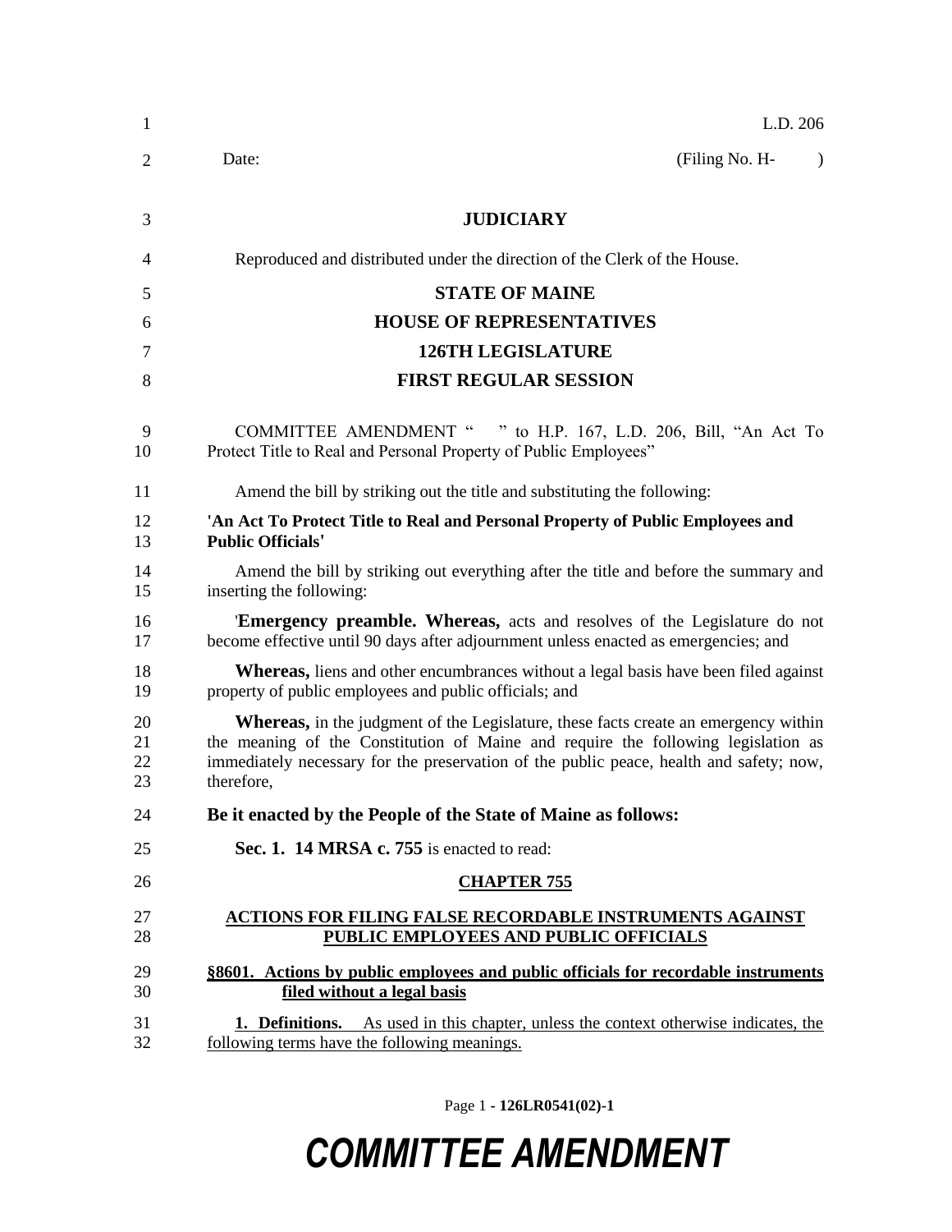L.D. 206

Date: (Filing No. H- )

**JUDICIARY**

Reproduced and distributed under the direction of the Clerk of the House.

**STATE OF MAINE**

**HOUSE OF REPRESENTATIVES**

**126TH LEGISLATURE**

**FIRST REGULAR SESSION**

COMMITTEE AMENDMENT " " to H.P. 167, L.D. 206, Bill, "An Act To Protect Title to Real and Personal Property of Public Employees"

Amend the bill by striking out the title and substituting the following:

**'An Act To Protect Title to Real and Personal Property of Public Employees and Public Officials'**

Amend the bill by striking out everything after the title and before the summary and inserting the following:

'**Emergency preamble. Whereas,** acts and resolves of the Legislature do not become effective until 90 days after adjournment unless enacted as emergencies; and

**Whereas,** liens and other encumbrances without a legal basis have been filed against property of public employees and public officials; and

**Whereas,** in the judgment of the Legislature, these facts create an emergency within the meaning of the Constitution of Maine and require the following legislation as immediately necessary for the preservation of the public peace, health and safety; now, therefore,

**Be it enacted by the People of the State of Maine as follows:**

**Sec. 1. 14 MRSA c. 755** is enacted to read:

**CHAPTER 755**

**ACTIONS FOR FILING FALSE RECORDABLE INSTRUMENTS AGAINST PUBLIC EMPLOYEES AND PUBLIC OFFICIALS**

**§8601. Actions by public employees and public officials for recordable instruments filed without a legal basis**

**1. Definitions.** As used in this chapter, unless the context otherwise indicates, the following terms have the following meanings.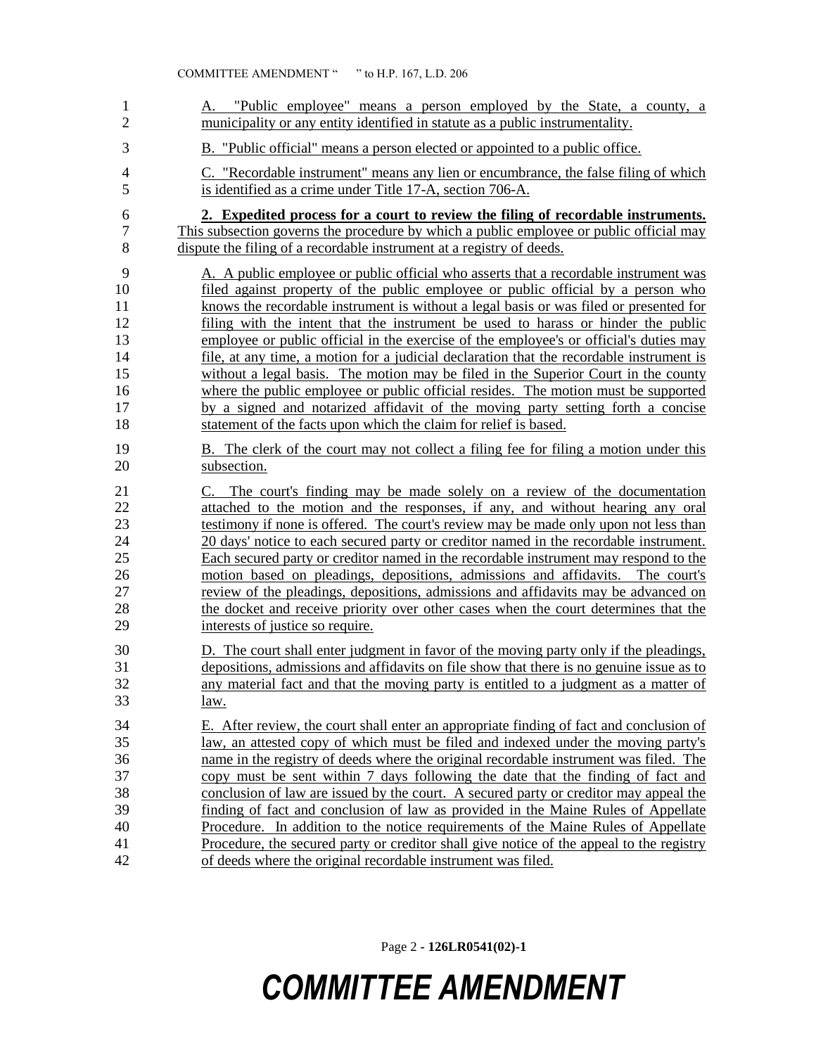A. "Public employee" means a person employed by the State, a county, a municipality or any entity identified in statute as a public instrumentality.

B. "Public official" means a person elected or appointed to a public office.

C. "Recordable instrument" means any lien or encumbrance, the false filing of which is identified as a crime under Title 17-A, section 706-A.

**2. Expedited process for a court to review the filing of recordable instruments.** This subsection governs the procedure by which a public employee or public official may dispute the filing of a recordable instrument at a registry of deeds.

A. A public employee or public official who asserts that a recordable instrument was filed against property of the public employee or public official by a person who knows the recordable instrument is without a legal basis or was filed or presented for filing with the intent that the instrument be used to harass or hinder the public employee or public official in the exercise of the employee's or official's duties may file, at any time, a motion for a judicial declaration that the recordable instrument is without a legal basis. The motion may be filed in the Superior Court in the county where the public employee or public official resides. The motion must be supported by a signed and notarized affidavit of the moving party setting forth a concise statement of the facts upon which the claim for relief is based.

B. The clerk of the court may not collect a filing fee for filing a motion under this subsection.

C. The court's finding may be made solely on a review of the documentation attached to the motion and the responses, if any, and without hearing any oral testimony if none is offered. The court's review may be made only upon not less than 20 days' notice to each secured party or creditor named in the recordable instrument. Each secured party or creditor named in the recordable instrument may respond to the motion based on pleadings, depositions, admissions and affidavits. The court's review of the pleadings, depositions, admissions and affidavits may be advanced on the docket and receive priority over other cases when the court determines that the interests of justice so require.

D. The court shall enter judgment in favor of the moving party only if the pleadings, depositions, admissions and affidavits on file show that there is no genuine issue as to any material fact and that the moving party is entitled to a judgment as a matter of law.

E. After review, the court shall enter an appropriate finding of fact and conclusion of law, an attested copy of which must be filed and indexed under the moving party's name in the registry of deeds where the original recordable instrument was filed. The copy must be sent within 7 days following the date that the finding of fact and conclusion of law are issued by the court. A secured party or creditor may appeal the finding of fact and conclusion of law as provided in the Maine Rules of Appellate Procedure. In addition to the notice requirements of the Maine Rules of Appellate Procedure, the secured party or creditor shall give notice of the appeal to the registry of deeds where the original recordable instrument was filed.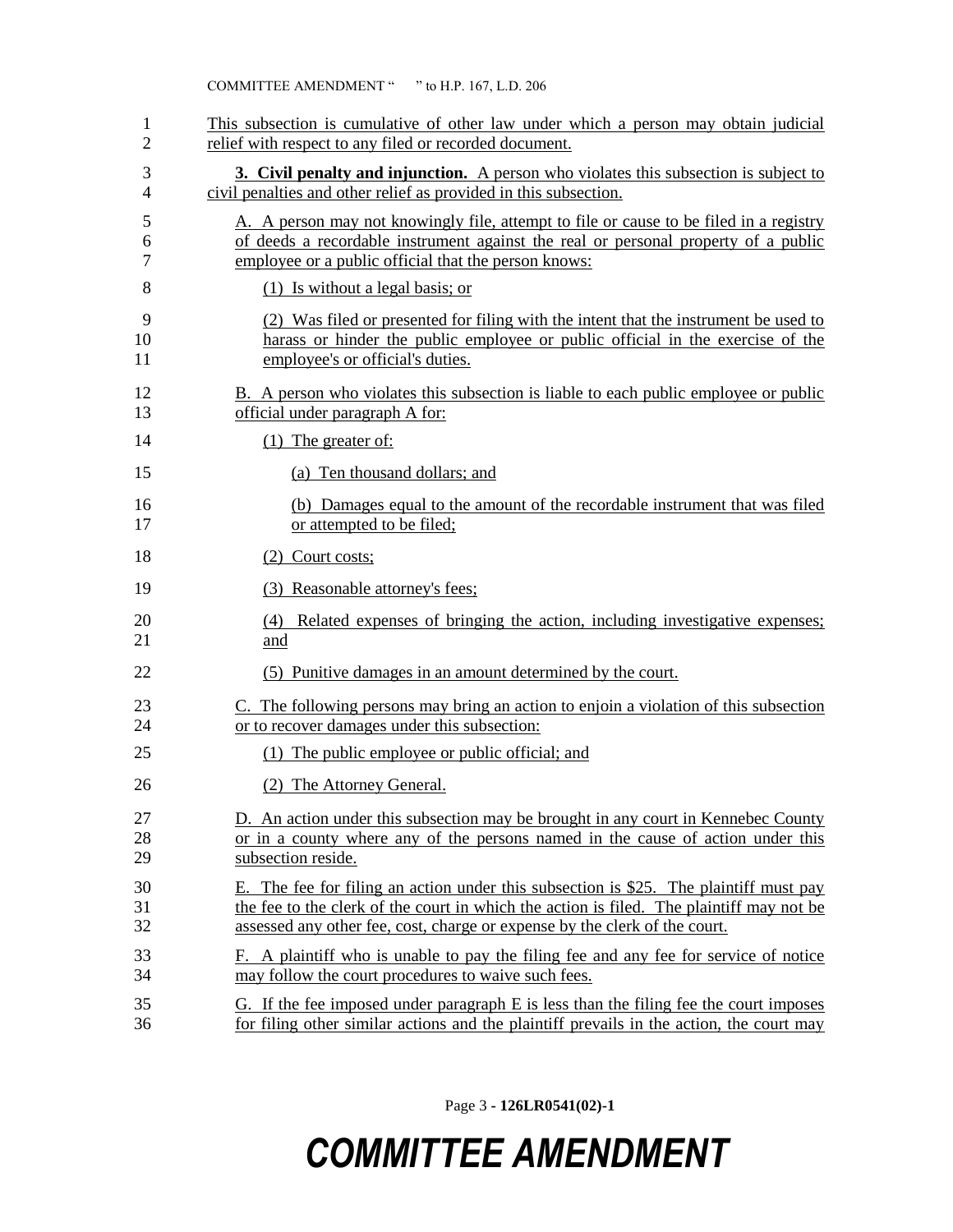This subsection is cumulative of other law under which a person may obtain judicial relief with respect to any filed or recorded document.

**3. Civil penalty and injunction.** A person who violates this subsection is subject to civil penalties and other relief as provided in this subsection.

A. A person may not knowingly file, attempt to file or cause to be filed in a registry of deeds a recordable instrument against the real or personal property of a public employee or a public official that the person knows:

(1) Is without a legal basis; or

(2) Was filed or presented for filing with the intent that the instrument be used to harass or hinder the public employee or public official in the exercise of the employee's or official's duties.

B. A person who violates this subsection is liable to each public employee or public official under paragraph A for:

(1) The greater of:

(a) Ten thousand dollars; and

(b) Damages equal to the amount of the recordable instrument that was filed or attempted to be filed;

(2) Court costs;

(3) Reasonable attorney's fees;

(4) Related expenses of bringing the action, including investigative expenses; and

(5) Punitive damages in an amount determined by the court.

C. The following persons may bring an action to enjoin a violation of this subsection or to recover damages under this subsection:

(1) The public employee or public official; and

(2) The Attorney General.

D. An action under this subsection may be brought in any court in Kennebec County or in a county where any of the persons named in the cause of action under this subsection reside.

E. The fee for filing an action under this subsection is $25. The plaintiff must pay the fee to the clerk of the court in which the action is filed. The plaintiff may not be assessed any other fee, cost, charge or expense by the clerk of the court.

F. A plaintiff who is unable to pay the filing fee and any fee for service of notice may follow the court procedures to waive such fees.

G. If the fee imposed under paragraph E is less than the filing fee the court imposes for filing other similar actions and the plaintiff prevails in the action, the court may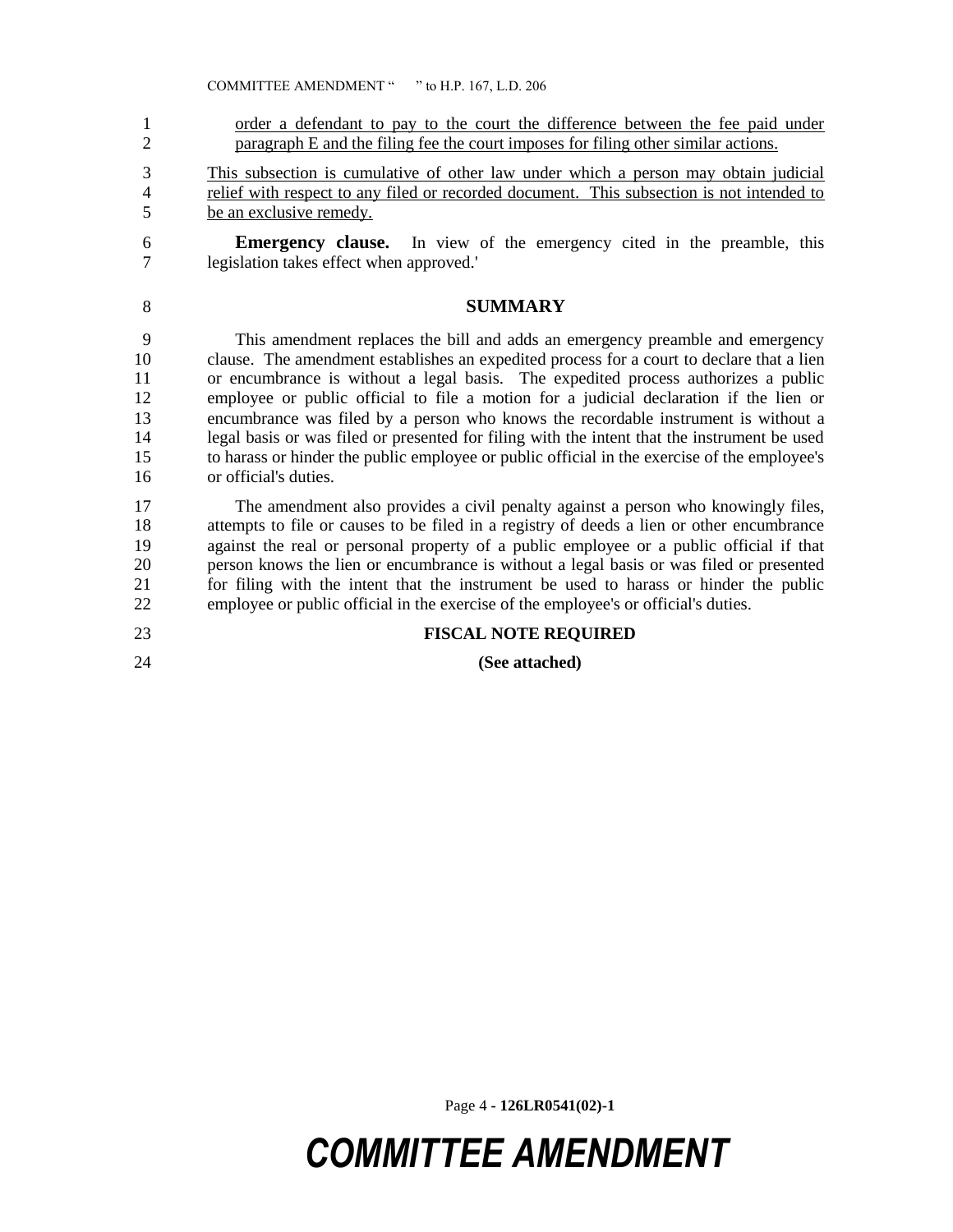order a defendant to pay to the court the difference between the fee paid under paragraph E and the filing fee the court imposes for filing other similar actions.

This subsection is cumulative of other law under which a person may obtain judicial relief with respect to any filed or recorded document. This subsection is not intended to be an exclusive remedy.

**Emergency clause.** In view of the emergency cited in the preamble, this legislation takes effect when approved.'

## SUMMARY

This amendment replaces the bill and adds an emergency preamble and emergency clause. The amendment establishes an expedited process for a court to declare that a lien or encumbrance is without a legal basis. The expedited process authorizes a public employee or public official to file a motion for a judicial declaration if the lien or encumbrance was filed by a person who knows the recordable instrument is without a legal basis or was filed or presented for filing with the intent that the instrument be used to harass or hinder the public employee or public official in the exercise of the employee's or official's duties.

The amendment also provides a civil penalty against a person who knowingly files, attempts to file or causes to be filed in a registry of deeds a lien or other encumbrance against the real or personal property of a public employee or a public official if that person knows the lien or encumbrance is without a legal basis or was filed or presented for filing with the intent that the instrument be used to harass or hinder the public employee or public official in the exercise of the employee's or official's duties.

**FISCAL NOTE REQUIRED**

**(See attached)**